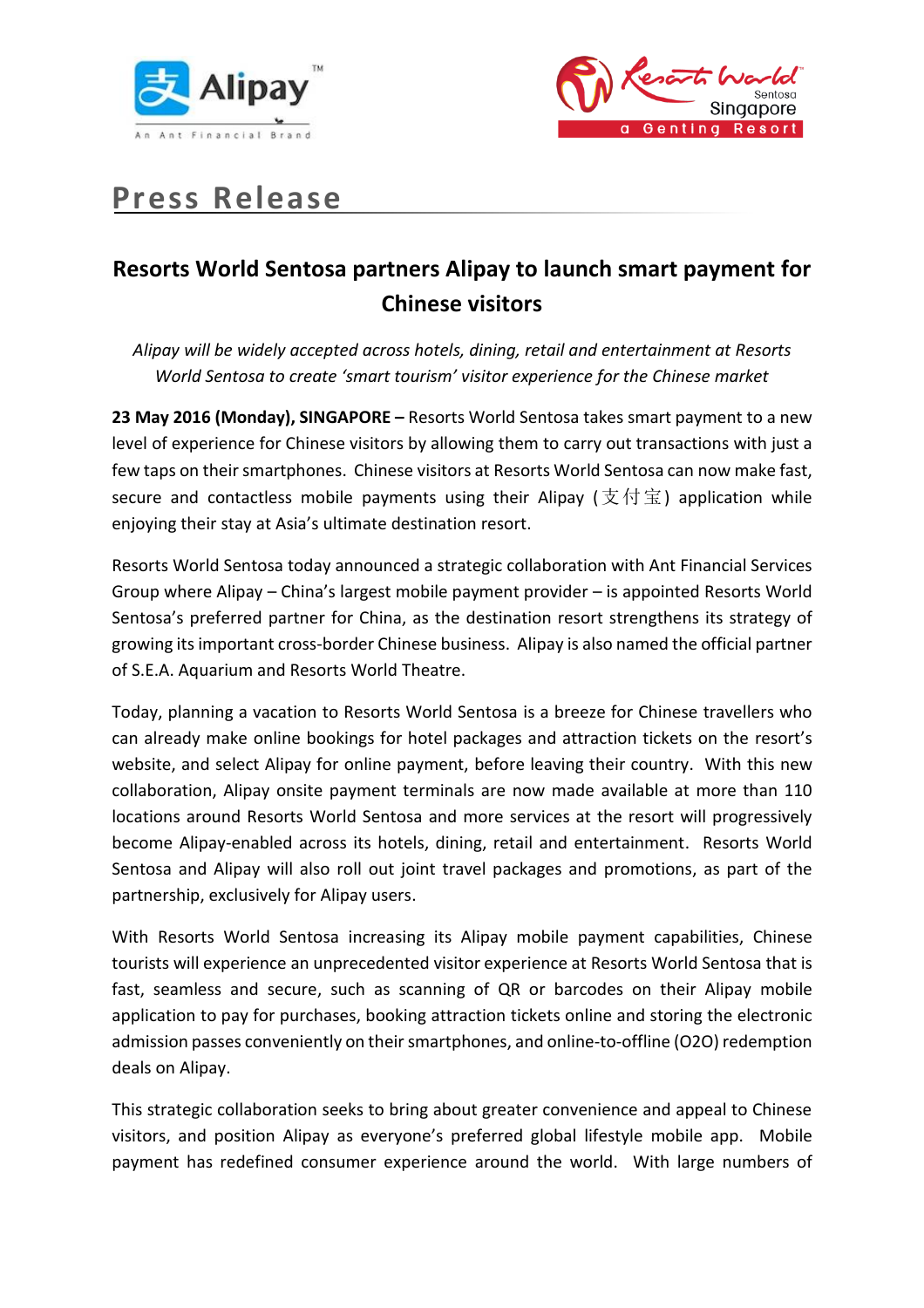# Press Release

## Resorts World Sentosa partners Alipay to launch smart payment for Chinese visitors

*Alipay will be widely accepted across hotels, dining, retail and entertainment at Resorts World Sentosa to create 'smart tourism' visitor experience for the Chinese market*

**23 May 2016 (Monday), SINGAPORE –** Resorts World Sentosa takes smart payment to a new level of experience for Chinese visitors by allowing them to carry out transactions with just a few taps on their smartphones. Chinese visitors at Resorts World Sentosa can now make fast, secure and contactless mobile payments using their Alipay (支付宝) application while enjoying their stay at Asia's ultimate destination resort.

Resorts World Sentosa today announced a strategic collaboration with Ant Financial Services Group where Alipay – China's largest mobile payment provider – is appointed Resorts World Sentosa's preferred partner for China, as the destination resort strengthens its strategy of growing its important cross-border Chinese business. Alipay is also named the official partner of S.E.A. Aquarium and Resorts World Theatre.

Today, planning a vacation to Resorts World Sentosa is a breeze for Chinese travellers who can already make online bookings for hotel packages and attraction tickets on the resort's website, and select Alipay for online payment, before leaving their country. With this new collaboration, Alipay onsite payment terminals are now made available at more than 110 locations around Resorts World Sentosa and more services at the resort will progressively become Alipay-enabled across its hotels, dining, retail and entertainment. Resorts World Sentosa and Alipay will also roll out joint travel packages and promotions, as part of the partnership, exclusively for Alipay users.

With Resorts World Sentosa increasing its Alipay mobile payment capabilities, Chinese tourists will experience an unprecedented visitor experience at Resorts World Sentosa that is fast, seamless and secure, such as scanning of QR or barcodes on their Alipay mobile application to pay for purchases, booking attraction tickets online and storing the electronic admission passes conveniently on their smartphones, and online-to-offline (O2O) redemption deals on Alipay.

This strategic collaboration seeks to bring about greater convenience and appeal to Chinese visitors, and position Alipay as everyone's preferred global lifestyle mobile app. Mobile payment has redefined consumer experience around the world. With large numbers of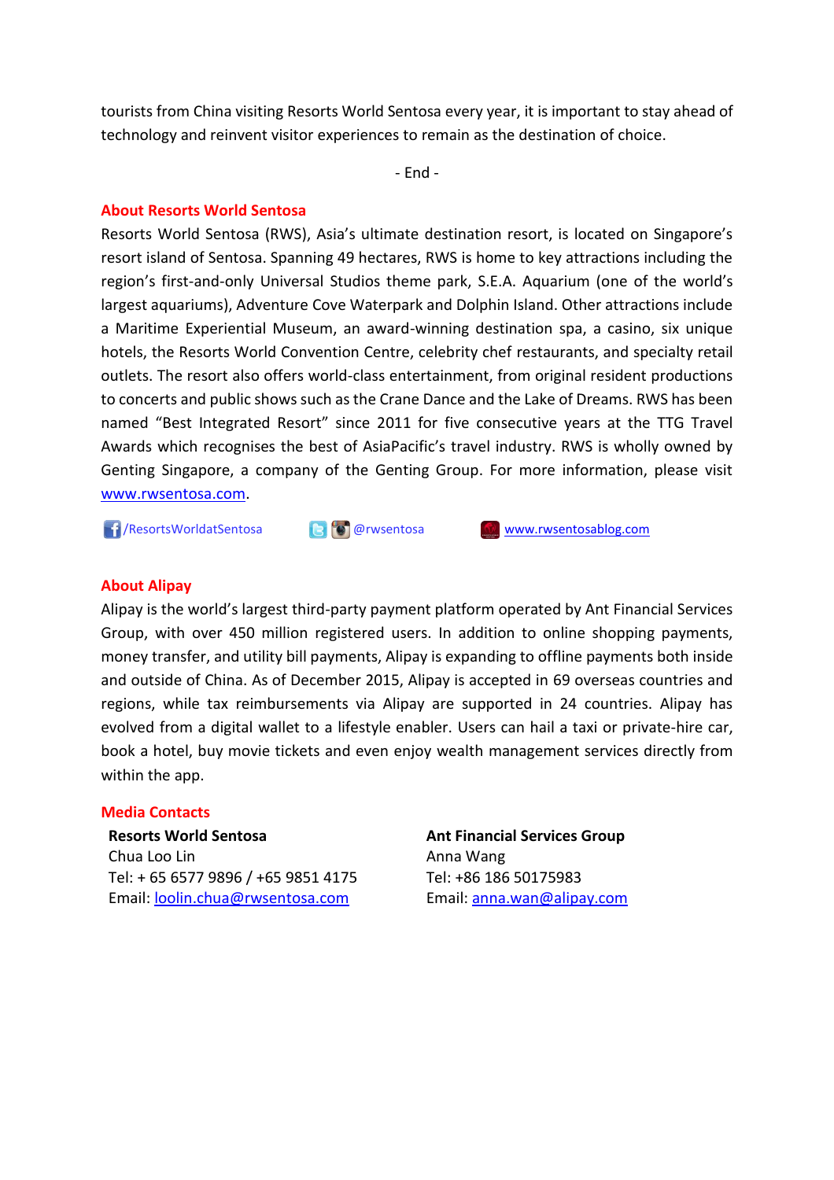tourists from China visiting Resorts World Sentosa every year, it is important to stay ahead of technology and reinvent visitor experiences to remain as the destination of choice.

- End -

## About Resorts World Sentosa

Resorts World Sentosa (RWS), Asia's ultimate destination resort, is located on Singapore's resort island of Sentosa. Spanning 49 hectares, RWS is home to key attractions including the region's first-and-only Universal Studios theme park, S.E.A. Aquarium (one of the world's largest aquariums), Adventure Cove Waterpark and Dolphin Island. Other attractions include a Maritime Experiential Museum, an award-winning destination spa, a casino, six unique hotels, the Resorts World Convention Centre, celebrity chef restaurants, and specialty retail outlets. The resort also offers world-class entertainment, from original resident productions to concerts and public shows such as the Crane Dance and the Lake of Dreams. RWS has been named "Best Integrated Resort" since 2011 for five consecutive years at the TTG Travel Awards which recognises the best of AsiaPacific's travel industry. RWS is wholly owned by Genting Singapore, a company of the Genting Group. For more information, please visit www.rwsentosa.com.

/ResortsWorldatSentosa @rwsentosa www.rwsentosablog.com

## About Alipay

Alipay is the world's largest third-party payment platform operated by Ant Financial Services Group, with over 450 million registered users. In addition to online shopping payments, money transfer, and utility bill payments, Alipay is expanding to offline payments both inside and outside of China. As of December 2015, Alipay is accepted in 69 overseas countries and regions, while tax reimbursements via Alipay are supported in 24 countries. Alipay has evolved from a digital wallet to a lifestyle enabler. Users can hail a taxi or private-hire car, book a hotel, buy movie tickets and even enjoy wealth management services directly from within the app.

## Media Contacts

**Resorts World Sentosa**
Chua Loo Lin
Tel: + 65 6577 9896 / +65 9851 4175
Email: loolin.chua@rwsentosa.com

**Ant Financial Services Group**
Anna Wang
Tel: +86 186 50175983
Email: anna.wan@alipay.com